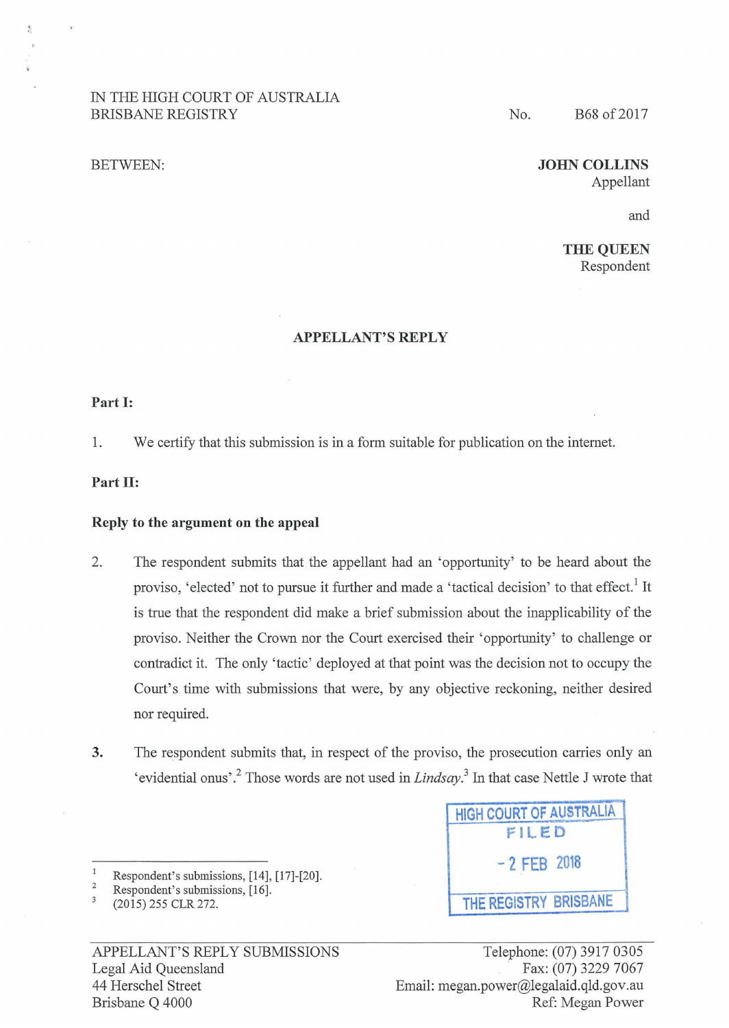IN THE HIGH COURT OF AUSTRALIA
BRISBANE REGISTRY

No. B68 of 2017

BETWEEN:

**JOHN COLLINS**
Appellant

and

**THE QUEEN**
Respondent

## APPELLANT'S REPLY

**Part I:**

1. We certify that this submission is in a form suitable for publication on the internet.

**Part II:**

**Reply to the argument on the appeal**

2. The respondent submits that the appellant had an 'opportunity' to be heard about the proviso, 'elected' not to pursue it further and made a 'tactical decision' to that effect.[1] It is true that the respondent did make a brief submission about the inapplicability of the proviso. Neither the Crown nor the Court exercised their 'opportunity' to challenge or contradict it. The only 'tactic' deployed at that point was the decision not to occupy the Court's time with submissions that were, by any objective reckoning, neither desired nor required.

3. The respondent submits that, in respect of the proviso, the prosecution carries only an 'evidential onus'.[2] Those words are not used in *Lindsay*.[3] In that case Nettle J wrote that

HIGH COURT OF AUSTRALIA
FILED
- 2 FEB 2018
THE REGISTRY BRISBANE

---

[1] Respondent's submissions, [14], [17]-[20].
[2] Respondent's submissions, [16].
[3] (2015) 255 CLR 272.

APPELLANT'S REPLY SUBMISSIONS
Legal Aid Queensland
44 Herschel Street
Brisbane Q 4000

Telephone: (07) 3917 0305
Fax: (07) 3229 7067
Email: megan.power@legalaid.qld.gov.au
Ref: Megan Power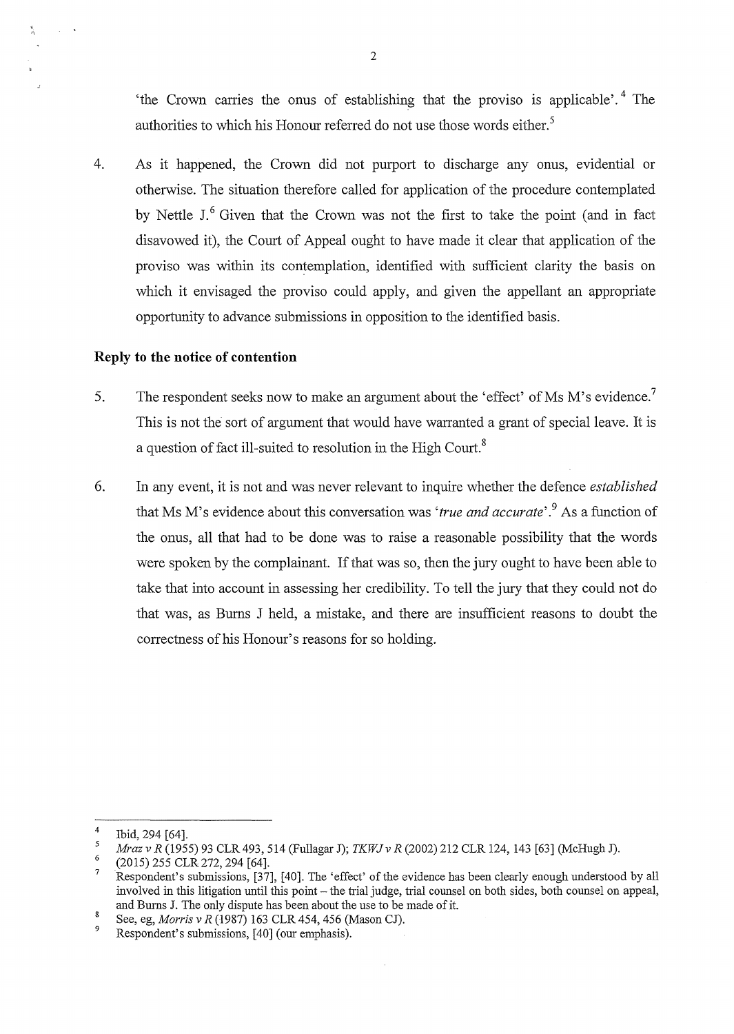'the Crown carries the onus of establishing that the proviso is applicable'.[4] The authorities to which his Honour referred do not use those words either.[5]

4. As it happened, the Crown did not purport to discharge any onus, evidential or otherwise. The situation therefore called for application of the procedure contemplated by Nettle J.[6] Given that the Crown was not the first to take the point (and in fact disavowed it), the Court of Appeal ought to have made it clear that application of the proviso was within its contemplation, identified with sufficient clarity the basis on which it envisaged the proviso could apply, and given the appellant an appropriate opportunity to advance submissions in opposition to the identified basis.

## Reply to the notice of contention

5. The respondent seeks now to make an argument about the 'effect' of Ms M's evidence.[7] This is not the sort of argument that would have warranted a grant of special leave. It is a question of fact ill-suited to resolution in the High Court.[8]

6. In any event, it is not and was never relevant to inquire whether the defence *established* that Ms M's evidence about this conversation was '*true and accurate*'.[9] As a function of the onus, all that had to be done was to raise a reasonable possibility that the words were spoken by the complainant. If that was so, then the jury ought to have been able to take that into account in assessing her credibility. To tell the jury that they could not do that was, as Burns J held, a mistake, and there are insufficient reasons to doubt the correctness of his Honour's reasons for so holding.

---

[4] Ibid, 294 [64].

[5] *Mraz v R* (1955) 93 CLR 493, 514 (Fullagar J); *TKWJ v R* (2002) 212 CLR 124, 143 [63] (McHugh J).

[6] (2015) 255 CLR 272, 294 [64].

[7] Respondent's submissions, [37], [40]. The 'effect' of the evidence has been clearly enough understood by all involved in this litigation until this point – the trial judge, trial counsel on both sides, both counsel on appeal, and Burns J. The only dispute has been about the use to be made of it.

[8] See, eg, *Morris v R* (1987) 163 CLR 454, 456 (Mason CJ).

[9] Respondent's submissions, [40] (our emphasis).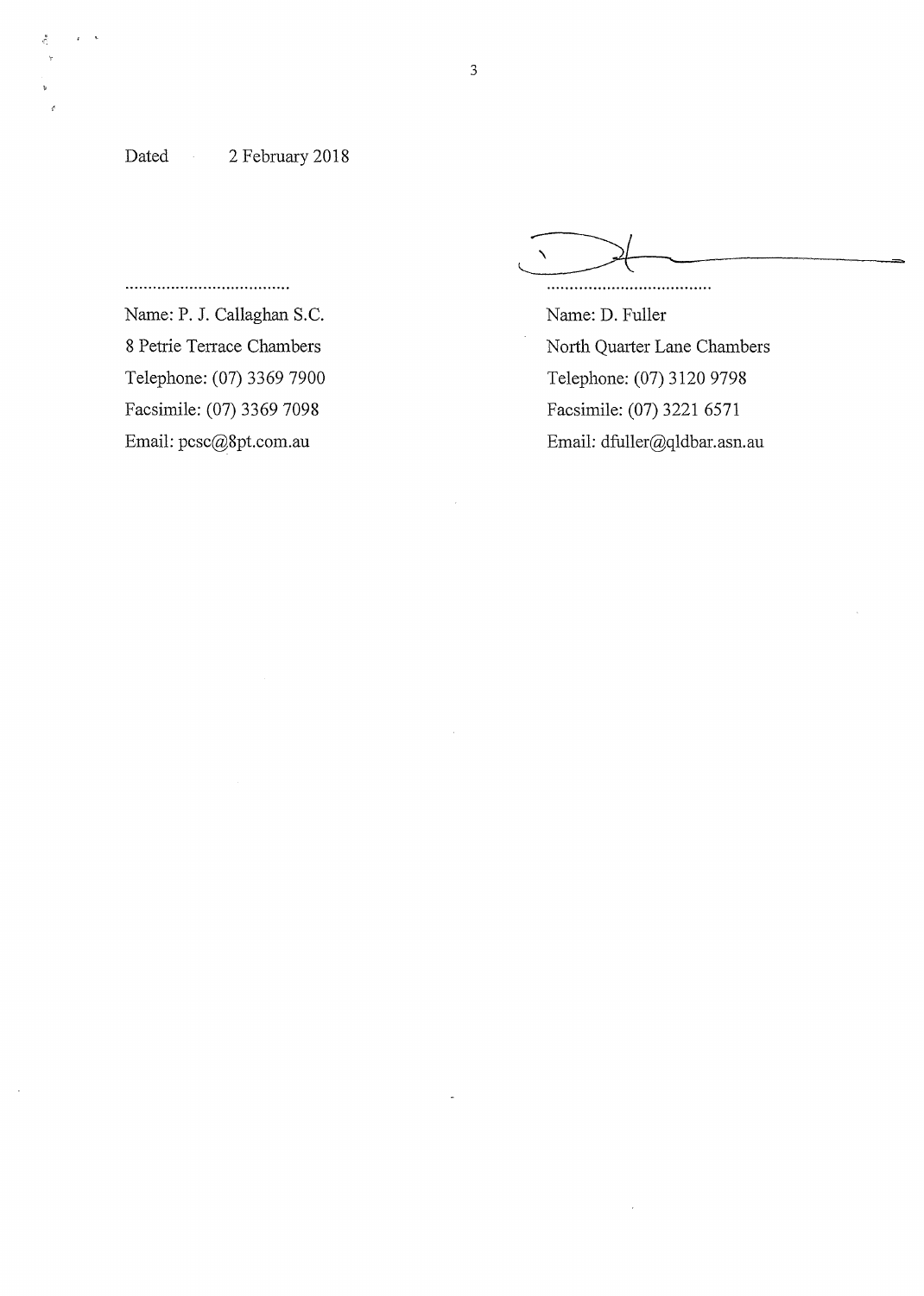Dated 2 February 2018

....................................

Name: P. J. Callaghan S.C.
8 Petrie Terrace Chambers
Telephone: (07) 3369 7900
Facsimile: (07) 3369 7098
Email: pcsc@8pt.com.au

....................................

Name: D. Fuller
North Quarter Lane Chambers
Telephone: (07) 3120 9798
Facsimile: (07) 3221 6571
Email: dfuller@qldbar.asn.au